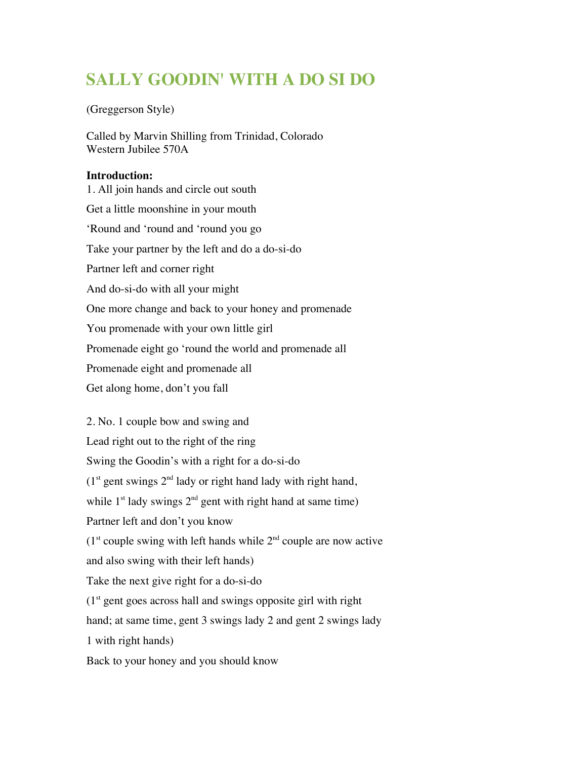# SALLY GOODIN' WITH A DO SI DO

(Greggerson Style)

Called by Marvin Shilling from Trinidad, Colorado
Western Jubilee 570A

**Introduction:**

1. All join hands and circle out south

Get a little moonshine in your mouth

'Round and 'round and 'round you go

Take your partner by the left and do a do-si-do

Partner left and corner right

And do-si-do with all your might

One more change and back to your honey and promenade

You promenade with your own little girl

Promenade eight go 'round the world and promenade all

Promenade eight and promenade all

Get along home, don't you fall

2. No. 1 couple bow and swing and

Lead right out to the right of the ring

Swing the Goodin's with a right for a do-si-do

(1st gent swings 2nd lady or right hand lady with right hand,

while 1st lady swings 2nd gent with right hand at same time)

Partner left and don't you know

(1st couple swing with left hands while 2nd couple are now active

and also swing with their left hands)

Take the next give right for a do-si-do

(1st gent goes across hall and swings opposite girl with right

hand; at same time, gent 3 swings lady 2 and gent 2 swings lady

1 with right hands)

Back to your honey and you should know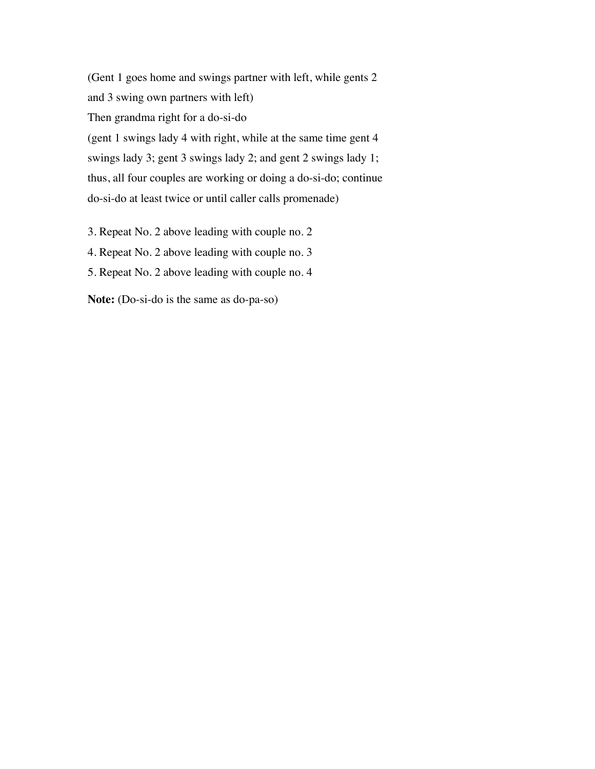(Gent 1 goes home and swings partner with left, while gents 2 and 3 swing own partners with left)

Then grandma right for a do-si-do

(gent 1 swings lady 4 with right, while at the same time gent 4 swings lady 3; gent 3 swings lady 2; and gent 2 swings lady 1; thus, all four couples are working or doing a do-si-do; continue do-si-do at least twice or until caller calls promenade)

3. Repeat No. 2 above leading with couple no. 2
4. Repeat No. 2 above leading with couple no. 3
5. Repeat No. 2 above leading with couple no. 4

**Note:** (Do-si-do is the same as do-pa-so)